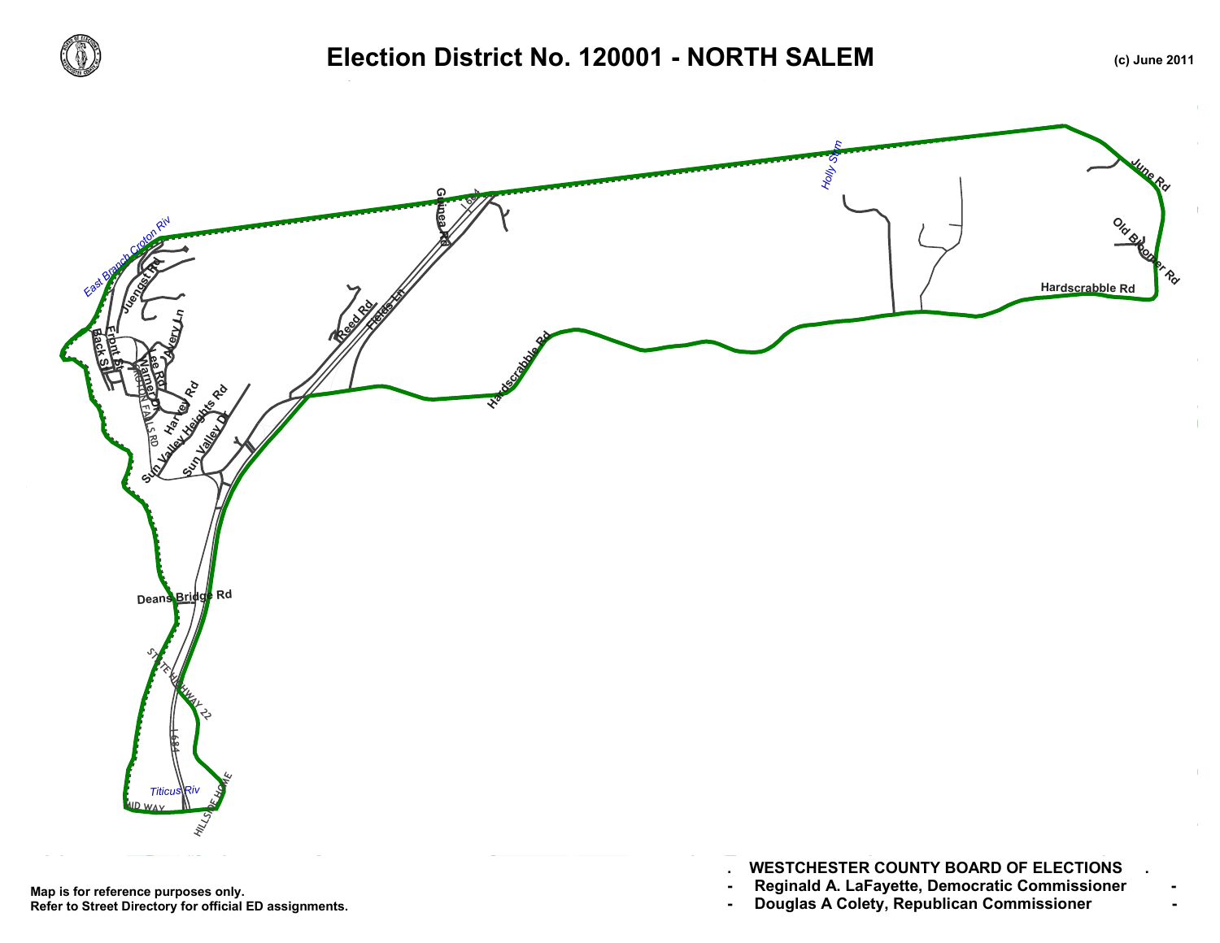# Election District No. 120001 - NORTH SALEM

(c) June 2011

East Branch Croton Riv

Juengst Rd

Front St

Back St

Avery Ln

Lee Rd

Warner Dr

CROTON FALLS RD

Harvey Rd

Sun Valley Heights Rd

Sun Valley Dr

Reed Rd

Fields Ln

Guinea Rd

I 684

Hardscrabble Rd

Holly Stm

June Rd

Old Bloomer Rd

Hardscrabble Rd

Deans Bridge Rd

STATE HIGHWAY 22

I 684

Titicus Riv

AID WAY

HILLSIDE HOME

Map is for reference purposes only.
Refer to Street Directory for official ED assignments.

**WESTCHESTER COUNTY BOARD OF ELECTIONS**

- **Reginald A. LaFayette, Democratic Commissioner**
- **Douglas A Colety, Republican Commissioner**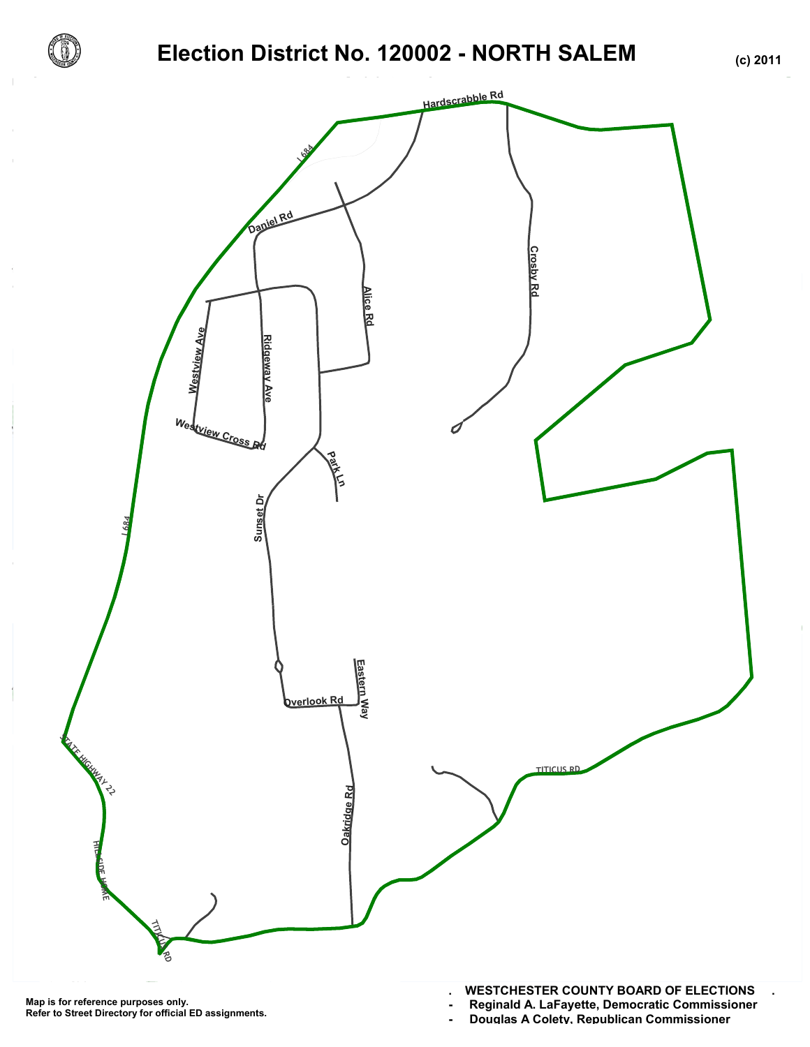# Election District No. 120002 - NORTH SALEM

(c) 2011

Hardscrabble Rd

I 684

Daniel Rd

Alice Rd

Crosby Rd

Westview Ave

Ridgeway Ave

Westview Cross Rd

Park Ln

Sunset Dr

Eastern Way

Overlook Rd

Oakridge Rd

TITICUS RD

STATE HIGHWAY 22

HILLSIDE HOME

TITICUS RD

Map is for reference purposes only.
Refer to Street Directory for official ED assignments.

**WESTCHESTER COUNTY BOARD OF ELECTIONS**

- **Reginald A. LaFayette, Democratic Commissioner**
- **Douglas A Colety, Republican Commissioner**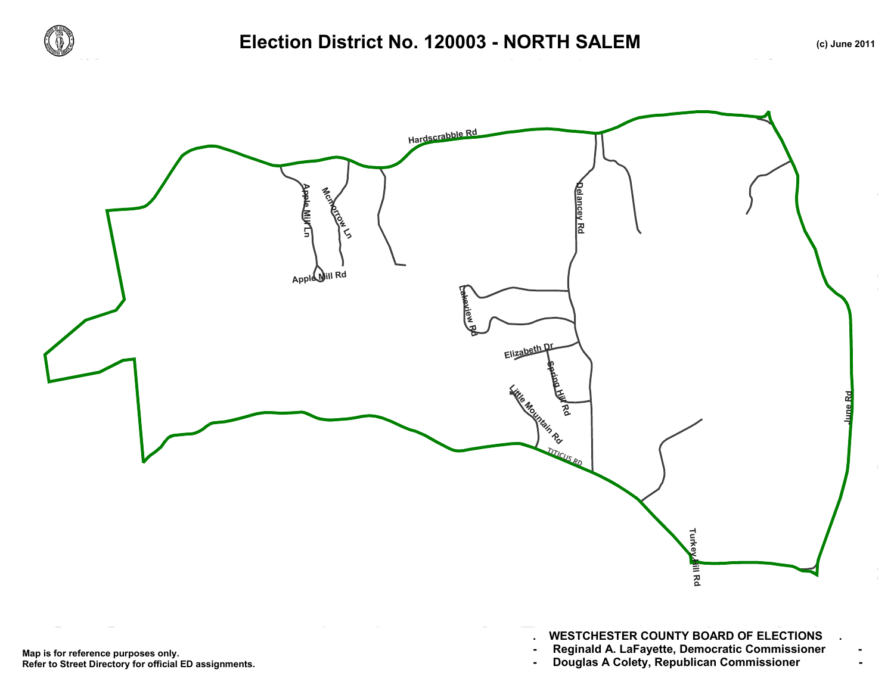# Election District No. 120003 - NORTH SALEM

(c) June 2011

Hardscrabble Rd

Apple Mill Ln

Mcmorrow Ln

Apple Mill Rd

Delancey Rd

Lakeview Rd

Elizabeth Dr

Spring Hill Rd

Little Mountain Rd

TITICUS RD

June Rd

Turkey Hill Rd

Map is for reference purposes only.
Refer to Street Directory for official ED assignments.

**WESTCHESTER COUNTY BOARD OF ELECTIONS**

**Reginald A. LaFayette, Democratic Commissioner**

**Douglas A Colety, Republican Commissioner**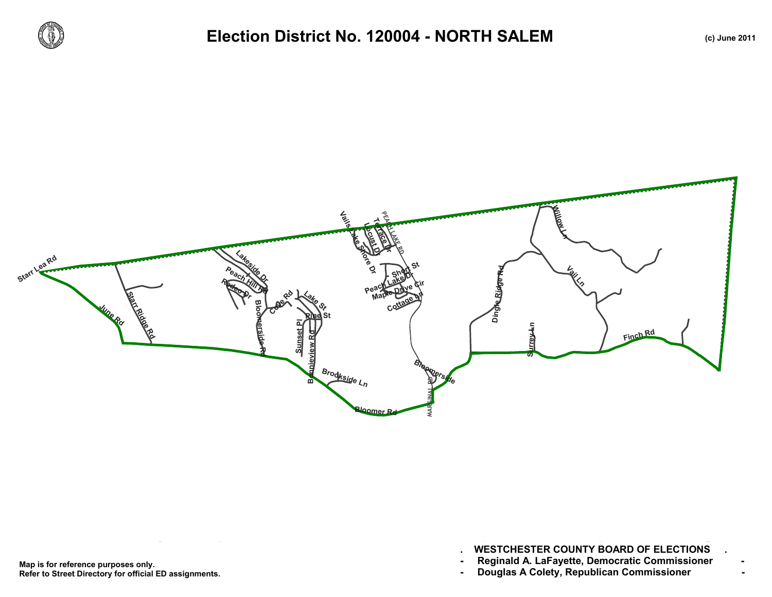# Election District No. 120004 - NORTH SALEM

(c) June 2011

Map is for reference purposes only.
Refer to Street Directory for official ED assignments.

**. WESTCHESTER COUNTY BOARD OF ELECTIONS .**

- **Reginald A. LaFayette, Democratic Commissioner -**
- **Douglas A Colety, Republican Commissioner -**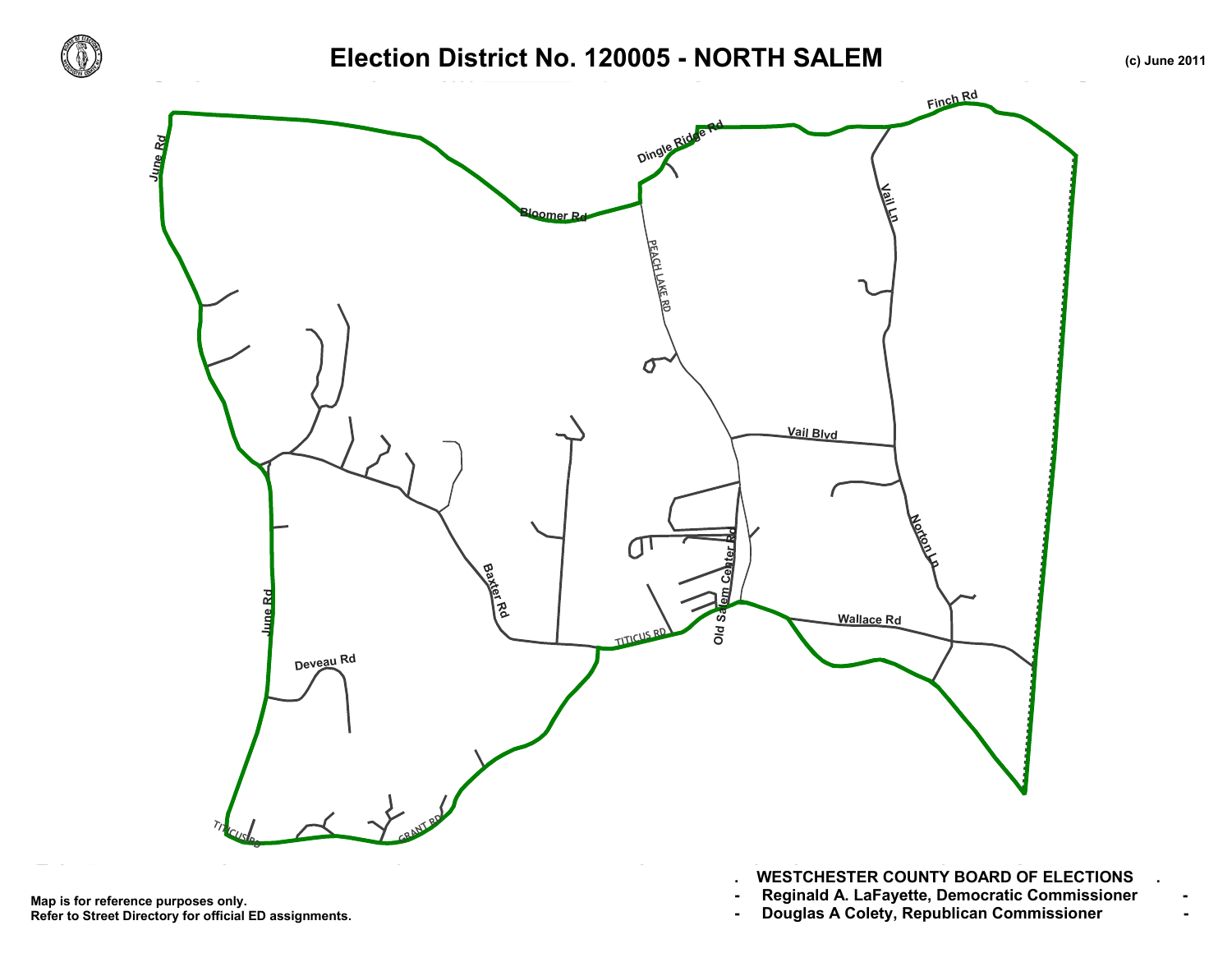# Election District No. 120005 - NORTH SALEM

(c) June 2011

June Rd

Bloomer Rd

Dingle Ridge Rd

Finch Rd

Vail Ln

PEACH LAKE RD

Vail Blvd

Norton Ln

Old Salem Center Rd

Wallace Rd

Baxter Rd

TITICUS RD

June Rd

Deveau Rd

TITICUS RD

GRANT RD

Map is for reference purposes only.
Refer to Street Directory for official ED assignments.

**WESTCHESTER COUNTY BOARD OF ELECTIONS**

**Reginald A. LaFayette, Democratic Commissioner**

**Douglas A Colety, Republican Commissioner**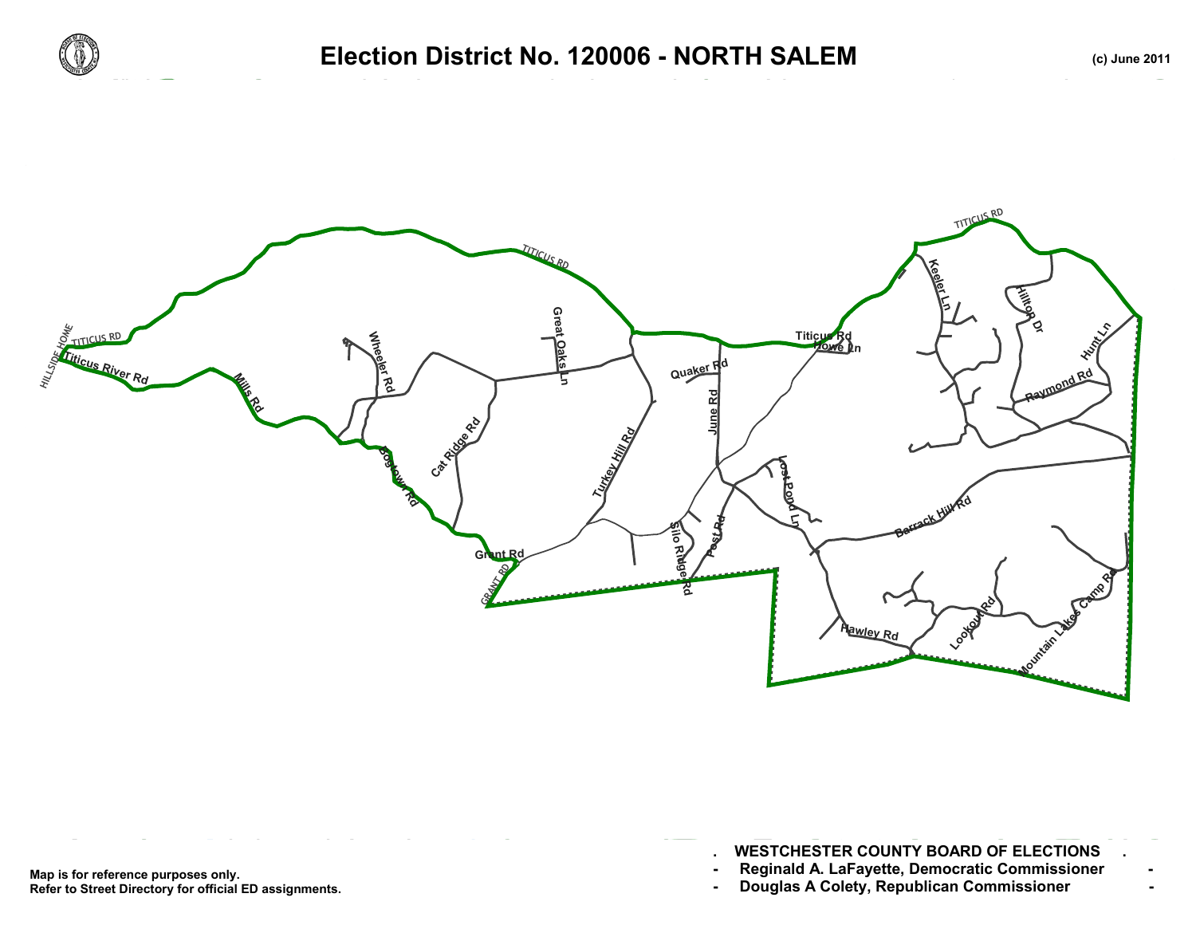# Election District No. 120006 - NORTH SALEM

(c) June 2011

Map is for reference purposes only.
Refer to Street Directory for official ED assignments.

**WESTCHESTER COUNTY BOARD OF ELECTIONS**

- **Reginald A. LaFayette, Democratic Commissioner**
- **Douglas A Colety, Republican Commissioner**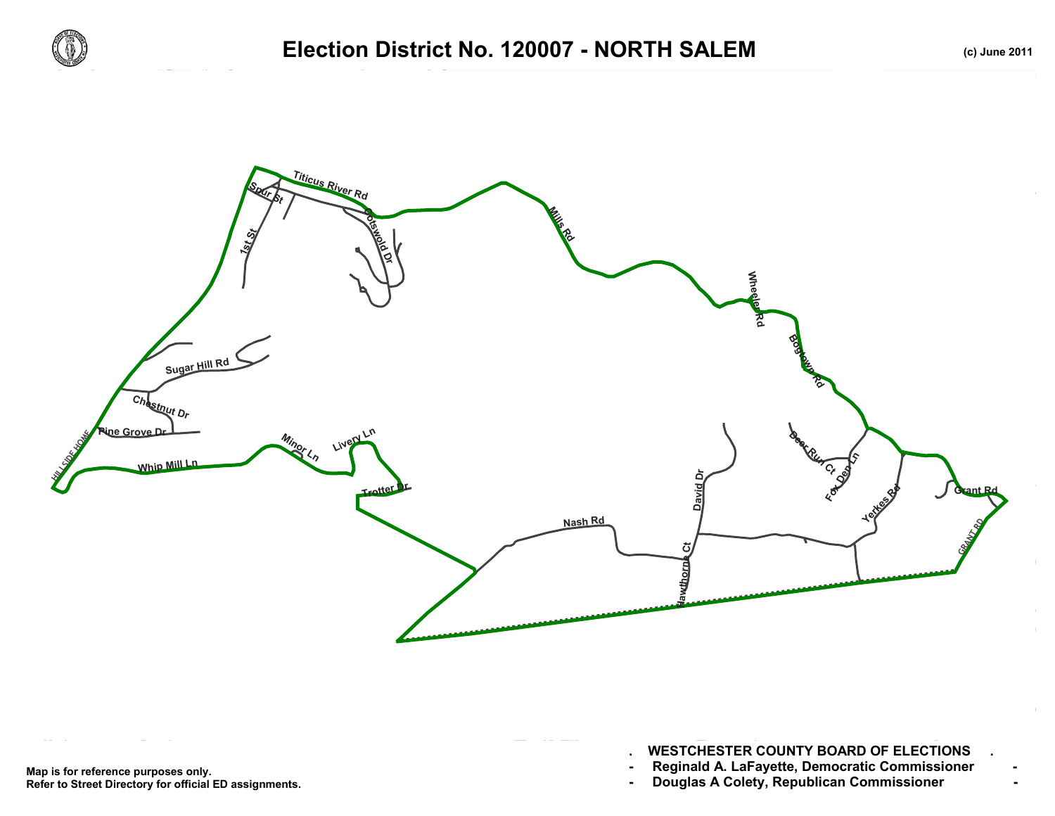# Election District No. 120007 - NORTH SALEM

(c) June 2011

Titicus River Rd
Spur St
1st St
Cotswold Dr
Mills Rd
Wheeler Rd
Bogtown Rd
Sugar Hill Rd
Chestnut Dr
Pine Grove Dr
HILLSIDE HOME
Whip Mill Ln
Minor Ln
Livery Ln
Trotter Dr
Nash Rd
David Dr
Hawthorne Ct
Deer Run Ct
Fox Den Ln
Yerkes Rd
Grant Rd
GRANT RD

Map is for reference purposes only.
Refer to Street Directory for official ED assignments.

**WESTCHESTER COUNTY BOARD OF ELECTIONS**
- **Reginald A. LaFayette, Democratic Commissioner**
- **Douglas A Colety, Republican Commissioner**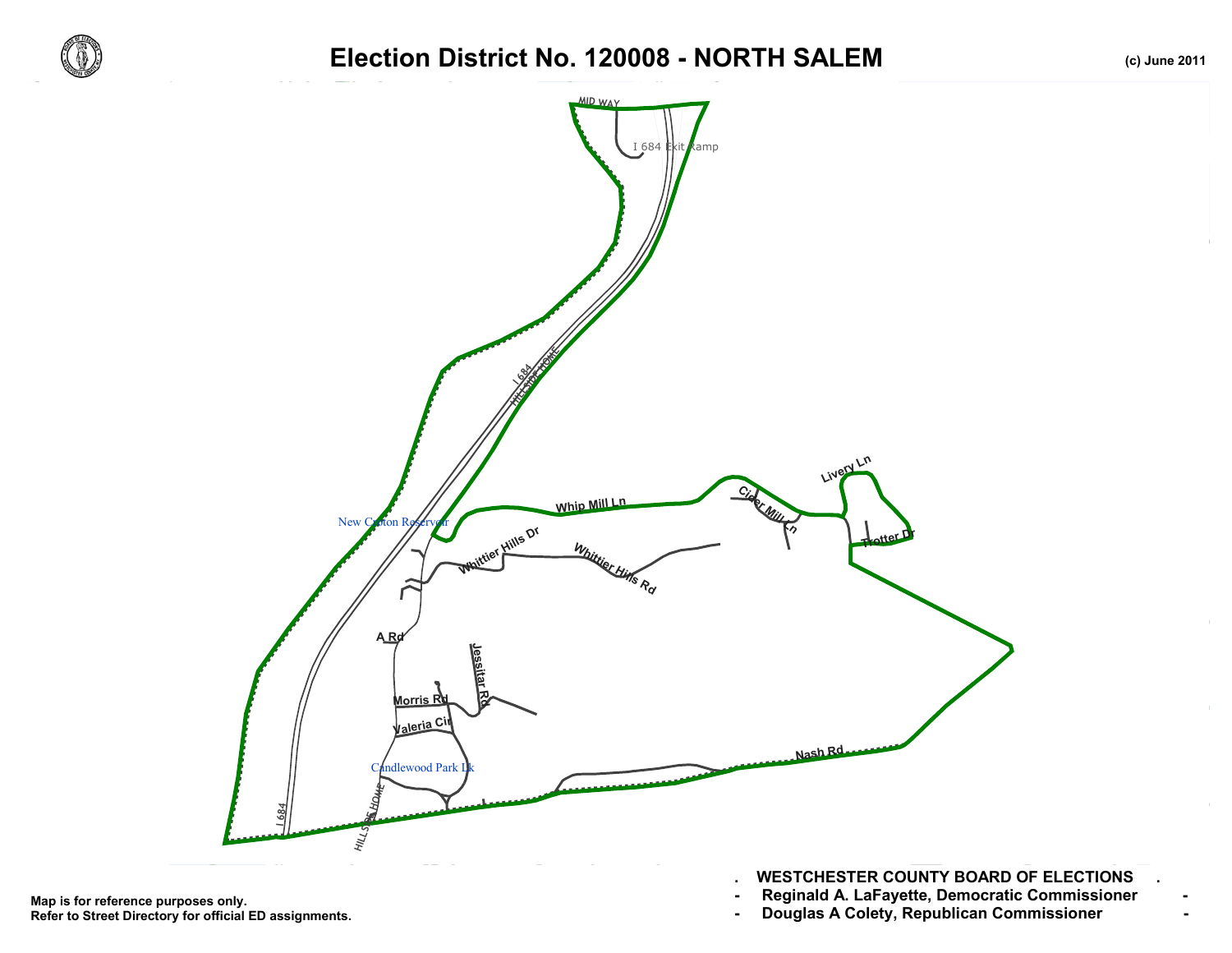# Election District No. 120008 - NORTH SALEM

(c) June 2011

MID WAY

I 684 Exit Ramp

I 684

HILLSIDE HOME

New Croton Reservoir

Whip Mill Ln

Cider Mill Ln

Livery Ln

Trotter Dr

Whittier Hills Dr

Whittier Hills Rd

A Rd

Jessitar Rd

Morris Rd

Valeria Cir

Candlewood Park Lk

Nash Rd

I 684

HILLSIDE HOME

Map is for reference purposes only.
Refer to Street Directory for official ED assignments.

**WESTCHESTER COUNTY BOARD OF ELECTIONS**

**Reginald A. LaFayette, Democratic Commissioner**

**Douglas A Colety, Republican Commissioner**